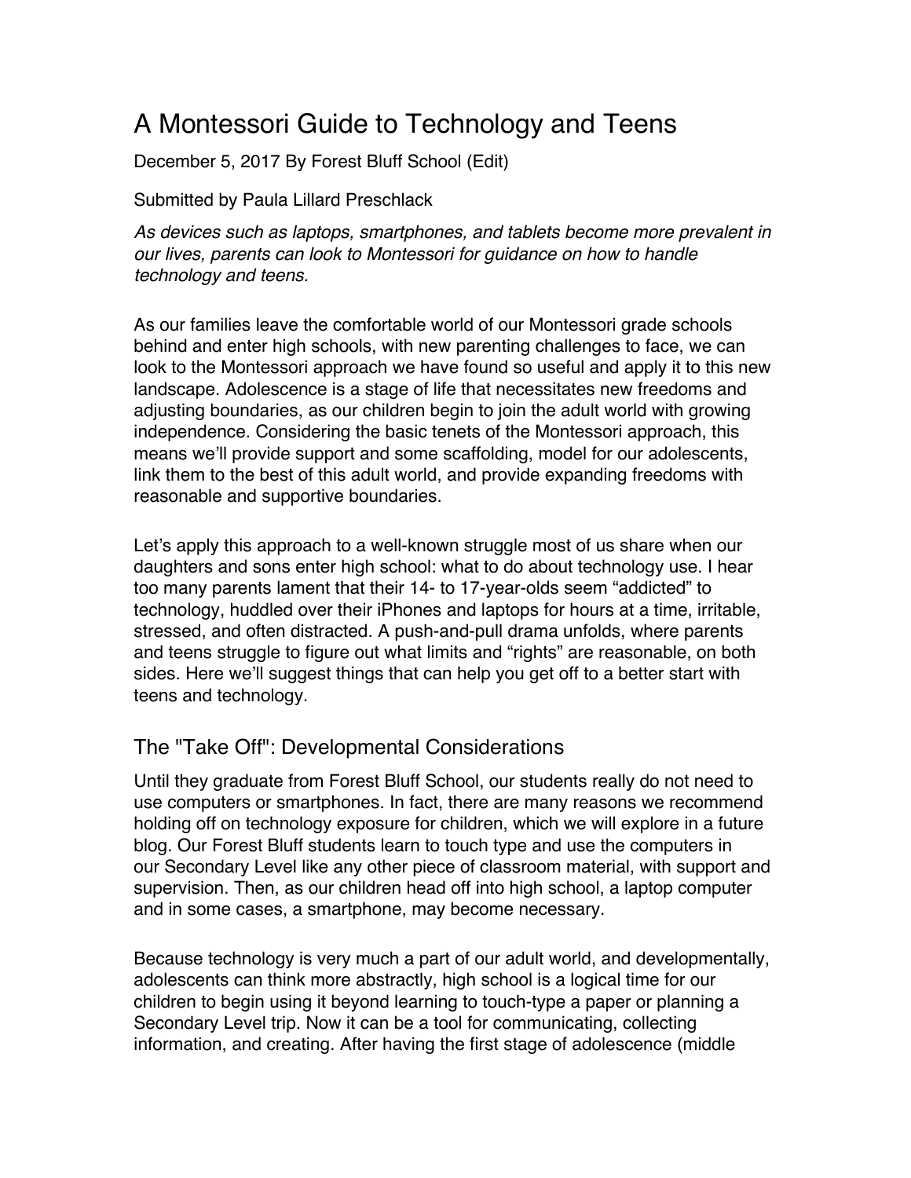# A Montessori Guide to Technology and Teens

December 5, 2017 By Forest Bluff School (Edit)

Submitted by Paula Lillard Preschlack

*As devices such as laptops, smartphones, and tablets become more prevalent in our lives, parents can look to Montessori for guidance on how to handle technology and teens.*

As our families leave the comfortable world of our Montessori grade schools behind and enter high schools, with new parenting challenges to face, we can look to the Montessori approach we have found so useful and apply it to this new landscape. Adolescence is a stage of life that necessitates new freedoms and adjusting boundaries, as our children begin to join the adult world with growing independence. Considering the basic tenets of the Montessori approach, this means we'll provide support and some scaffolding, model for our adolescents, link them to the best of this adult world, and provide expanding freedoms with reasonable and supportive boundaries.

Let's apply this approach to a well-known struggle most of us share when our daughters and sons enter high school: what to do about technology use. I hear too many parents lament that their 14- to 17-year-olds seem "addicted" to technology, huddled over their iPhones and laptops for hours at a time, irritable, stressed, and often distracted. A push-and-pull drama unfolds, where parents and teens struggle to figure out what limits and "rights" are reasonable, on both sides. Here we'll suggest things that can help you get off to a better start with teens and technology.

## The "Take Off": Developmental Considerations

Until they graduate from Forest Bluff School, our students really do not need to use computers or smartphones. In fact, there are many reasons we recommend holding off on technology exposure for children, which we will explore in a future blog. Our Forest Bluff students learn to touch type and use the computers in our Secondary Level like any other piece of classroom material, with support and supervision. Then, as our children head off into high school, a laptop computer and in some cases, a smartphone, may become necessary.

Because technology is very much a part of our adult world, and developmentally, adolescents can think more abstractly, high school is a logical time for our children to begin using it beyond learning to touch-type a paper or planning a Secondary Level trip. Now it can be a tool for communicating, collecting information, and creating. After having the first stage of adolescence (middle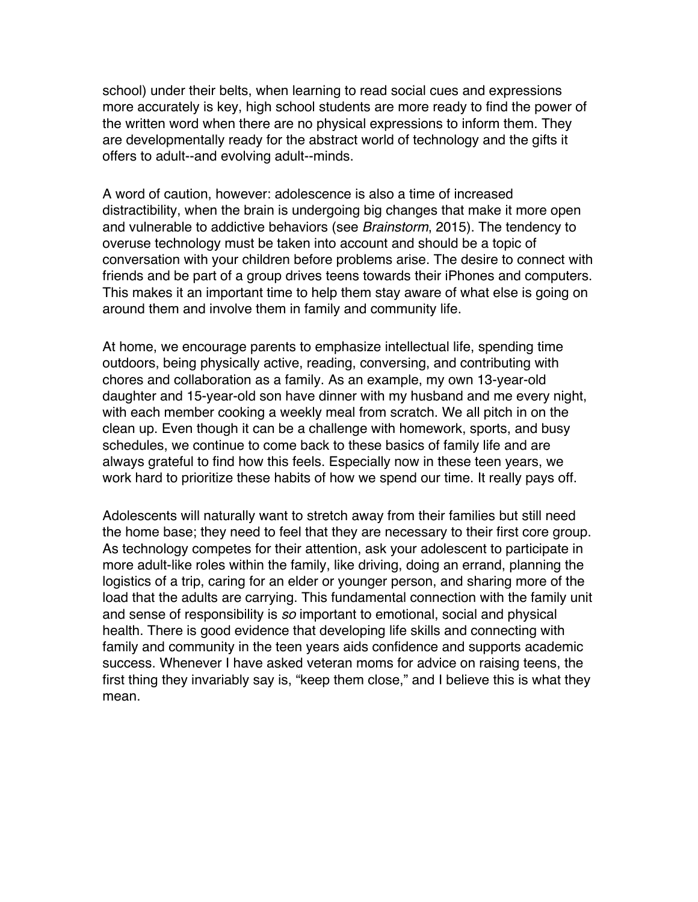school) under their belts, when learning to read social cues and expressions more accurately is key, high school students are more ready to find the power of the written word when there are no physical expressions to inform them. They are developmentally ready for the abstract world of technology and the gifts it offers to adult--and evolving adult--minds.

A word of caution, however: adolescence is also a time of increased distractibility, when the brain is undergoing big changes that make it more open and vulnerable to addictive behaviors (see *Brainstorm*, 2015). The tendency to overuse technology must be taken into account and should be a topic of conversation with your children before problems arise. The desire to connect with friends and be part of a group drives teens towards their iPhones and computers. This makes it an important time to help them stay aware of what else is going on around them and involve them in family and community life.

At home, we encourage parents to emphasize intellectual life, spending time outdoors, being physically active, reading, conversing, and contributing with chores and collaboration as a family. As an example, my own 13-year-old daughter and 15-year-old son have dinner with my husband and me every night, with each member cooking a weekly meal from scratch. We all pitch in on the clean up. Even though it can be a challenge with homework, sports, and busy schedules, we continue to come back to these basics of family life and are always grateful to find how this feels. Especially now in these teen years, we work hard to prioritize these habits of how we spend our time. It really pays off.

Adolescents will naturally want to stretch away from their families but still need the home base; they need to feel that they are necessary to their first core group. As technology competes for their attention, ask your adolescent to participate in more adult-like roles within the family, like driving, doing an errand, planning the logistics of a trip, caring for an elder or younger person, and sharing more of the load that the adults are carrying. This fundamental connection with the family unit and sense of responsibility is *so* important to emotional, social and physical health. There is good evidence that developing life skills and connecting with family and community in the teen years aids confidence and supports academic success. Whenever I have asked veteran moms for advice on raising teens, the first thing they invariably say is, "keep them close," and I believe this is what they mean.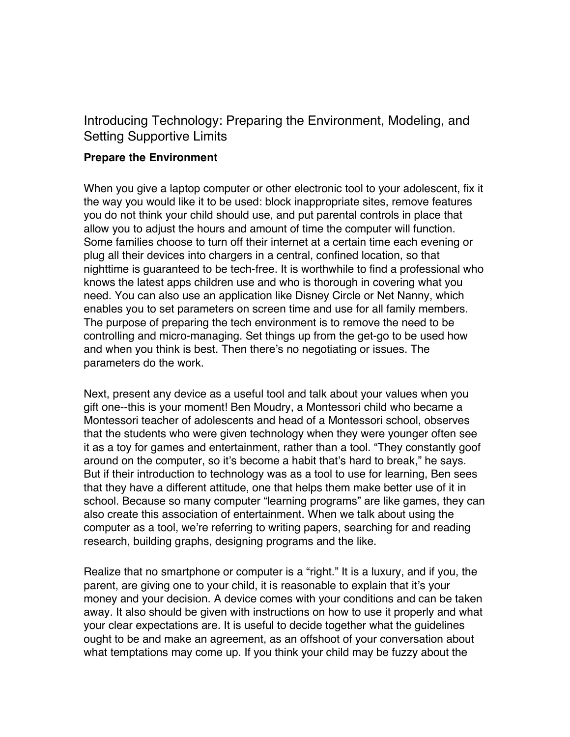## Introducing Technology: Preparing the Environment, Modeling, and Setting Supportive Limits

### Prepare the Environment

When you give a laptop computer or other electronic tool to your adolescent, fix it the way you would like it to be used: block inappropriate sites, remove features you do not think your child should use, and put parental controls in place that allow you to adjust the hours and amount of time the computer will function. Some families choose to turn off their internet at a certain time each evening or plug all their devices into chargers in a central, confined location, so that nighttime is guaranteed to be tech-free. It is worthwhile to find a professional who knows the latest apps children use and who is thorough in covering what you need. You can also use an application like Disney Circle or Net Nanny, which enables you to set parameters on screen time and use for all family members. The purpose of preparing the tech environment is to remove the need to be controlling and micro-managing. Set things up from the get-go to be used how and when you think is best. Then there's no negotiating or issues. The parameters do the work.

Next, present any device as a useful tool and talk about your values when you gift one--this is your moment! Ben Moudry, a Montessori child who became a Montessori teacher of adolescents and head of a Montessori school, observes that the students who were given technology when they were younger often see it as a toy for games and entertainment, rather than a tool. "They constantly goof around on the computer, so it's become a habit that's hard to break," he says. But if their introduction to technology was as a tool to use for learning, Ben sees that they have a different attitude, one that helps them make better use of it in school. Because so many computer "learning programs" are like games, they can also create this association of entertainment. When we talk about using the computer as a tool, we're referring to writing papers, searching for and reading research, building graphs, designing programs and the like.

Realize that no smartphone or computer is a "right." It is a luxury, and if you, the parent, are giving one to your child, it is reasonable to explain that it's your money and your decision. A device comes with your conditions and can be taken away. It also should be given with instructions on how to use it properly and what your clear expectations are. It is useful to decide together what the guidelines ought to be and make an agreement, as an offshoot of your conversation about what temptations may come up. If you think your child may be fuzzy about the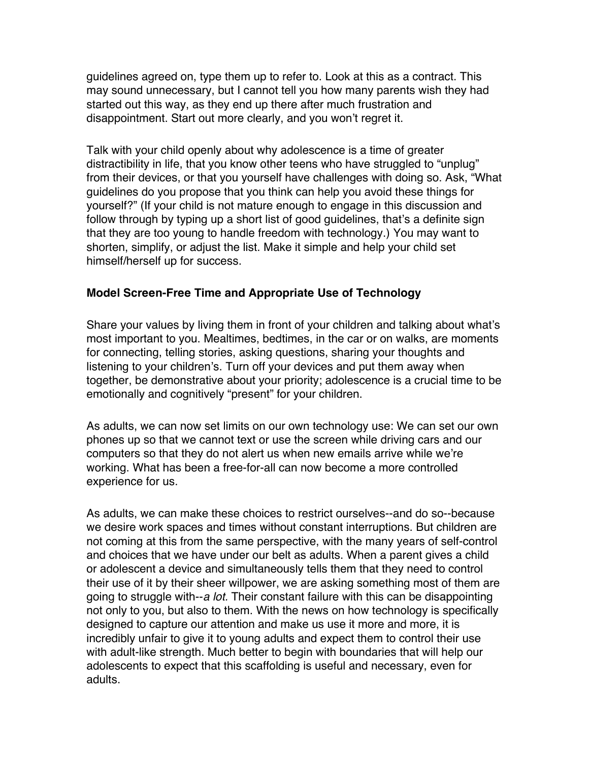guidelines agreed on, type them up to refer to. Look at this as a contract. This may sound unnecessary, but I cannot tell you how many parents wish they had started out this way, as they end up there after much frustration and disappointment. Start out more clearly, and you won't regret it.

Talk with your child openly about why adolescence is a time of greater distractibility in life, that you know other teens who have struggled to "unplug" from their devices, or that you yourself have challenges with doing so. Ask, "What guidelines do you propose that you think can help you avoid these things for yourself?" (If your child is not mature enough to engage in this discussion and follow through by typing up a short list of good guidelines, that's a definite sign that they are too young to handle freedom with technology.) You may want to shorten, simplify, or adjust the list. Make it simple and help your child set himself/herself up for success.

**Model Screen-Free Time and Appropriate Use of Technology**

Share your values by living them in front of your children and talking about what's most important to you. Mealtimes, bedtimes, in the car or on walks, are moments for connecting, telling stories, asking questions, sharing your thoughts and listening to your children's. Turn off your devices and put them away when together, be demonstrative about your priority; adolescence is a crucial time to be emotionally and cognitively "present" for your children.

As adults, we can now set limits on our own technology use: We can set our own phones up so that we cannot text or use the screen while driving cars and our computers so that they do not alert us when new emails arrive while we're working. What has been a free-for-all can now become a more controlled experience for us.

As adults, we can make these choices to restrict ourselves--and do so--because we desire work spaces and times without constant interruptions. But children are not coming at this from the same perspective, with the many years of self-control and choices that we have under our belt as adults. When a parent gives a child or adolescent a device and simultaneously tells them that they need to control their use of it by their sheer willpower, we are asking something most of them are going to struggle with--*a lot.* Their constant failure with this can be disappointing not only to you, but also to them. With the news on how technology is specifically designed to capture our attention and make us use it more and more, it is incredibly unfair to give it to young adults and expect them to control their use with adult-like strength. Much better to begin with boundaries that will help our adolescents to expect that this scaffolding is useful and necessary, even for adults.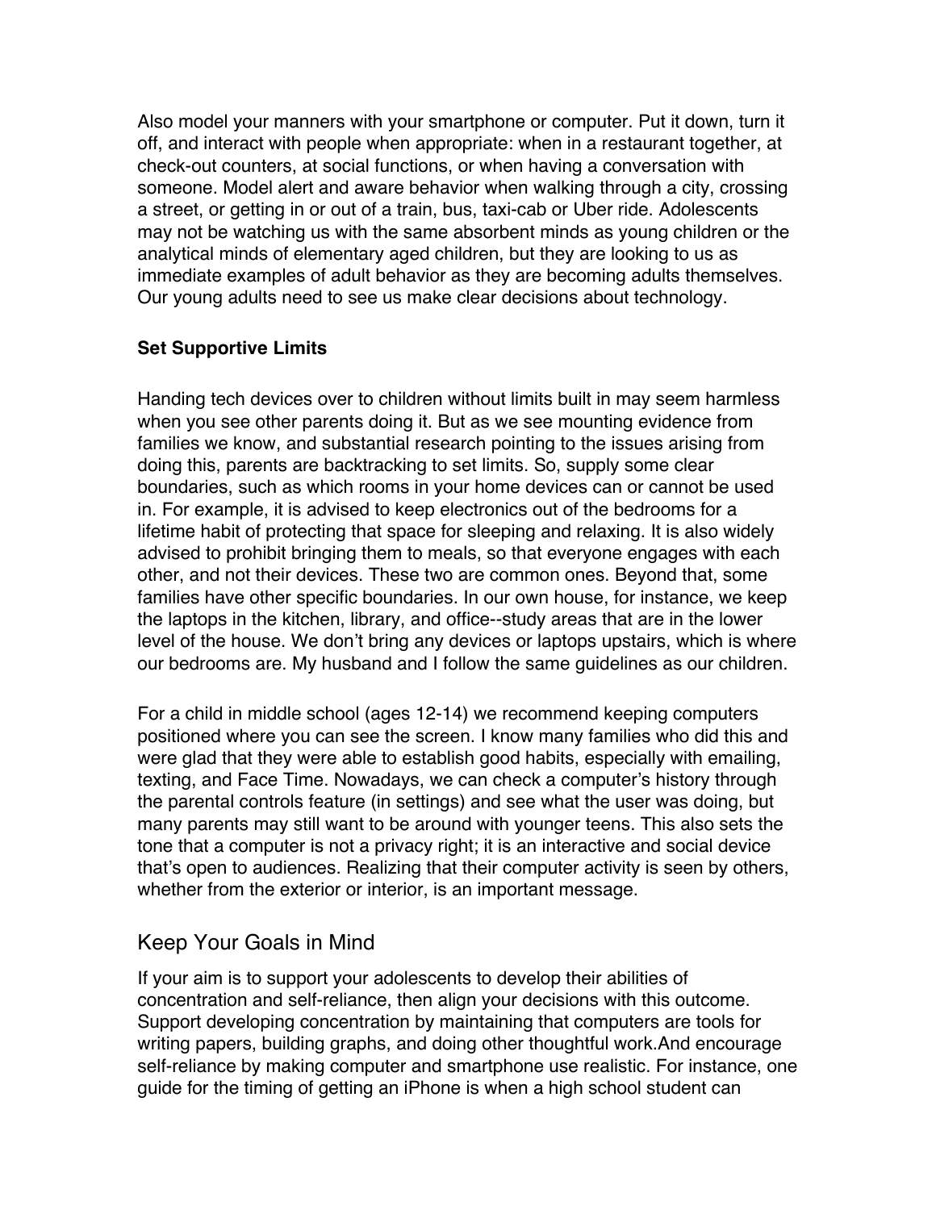Also model your manners with your smartphone or computer. Put it down, turn it off, and interact with people when appropriate: when in a restaurant together, at check-out counters, at social functions, or when having a conversation with someone. Model alert and aware behavior when walking through a city, crossing a street, or getting in or out of a train, bus, taxi-cab or Uber ride. Adolescents may not be watching us with the same absorbent minds as young children or the analytical minds of elementary aged children, but they are looking to us as immediate examples of adult behavior as they are becoming adults themselves. Our young adults need to see us make clear decisions about technology.

**Set Supportive Limits**

Handing tech devices over to children without limits built in may seem harmless when you see other parents doing it. But as we see mounting evidence from families we know, and substantial research pointing to the issues arising from doing this, parents are backtracking to set limits. So, supply some clear boundaries, such as which rooms in your home devices can or cannot be used in. For example, it is advised to keep electronics out of the bedrooms for a lifetime habit of protecting that space for sleeping and relaxing. It is also widely advised to prohibit bringing them to meals, so that everyone engages with each other, and not their devices. These two are common ones. Beyond that, some families have other specific boundaries. In our own house, for instance, we keep the laptops in the kitchen, library, and office--study areas that are in the lower level of the house. We don't bring any devices or laptops upstairs, which is where our bedrooms are. My husband and I follow the same guidelines as our children.

For a child in middle school (ages 12-14) we recommend keeping computers positioned where you can see the screen. I know many families who did this and were glad that they were able to establish good habits, especially with emailing, texting, and Face Time. Nowadays, we can check a computer's history through the parental controls feature (in settings) and see what the user was doing, but many parents may still want to be around with younger teens. This also sets the tone that a computer is not a privacy right; it is an interactive and social device that's open to audiences. Realizing that their computer activity is seen by others, whether from the exterior or interior, is an important message.

## Keep Your Goals in Mind

If your aim is to support your adolescents to develop their abilities of concentration and self-reliance, then align your decisions with this outcome. Support developing concentration by maintaining that computers are tools for writing papers, building graphs, and doing other thoughtful work.And encourage self-reliance by making computer and smartphone use realistic. For instance, one guide for the timing of getting an iPhone is when a high school student can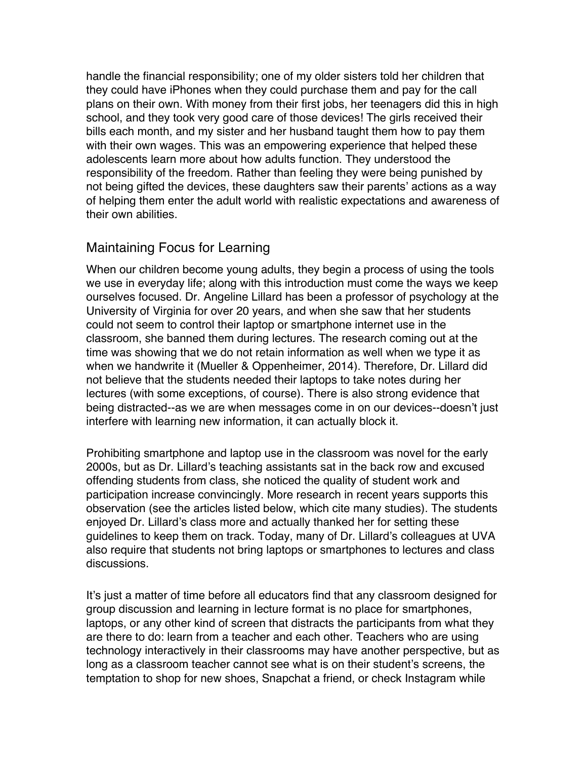handle the financial responsibility; one of my older sisters told her children that they could have iPhones when they could purchase them and pay for the call plans on their own. With money from their first jobs, her teenagers did this in high school, and they took very good care of those devices! The girls received their bills each month, and my sister and her husband taught them how to pay them with their own wages. This was an empowering experience that helped these adolescents learn more about how adults function. They understood the responsibility of the freedom. Rather than feeling they were being punished by not being gifted the devices, these daughters saw their parents' actions as a way of helping them enter the adult world with realistic expectations and awareness of their own abilities.

## Maintaining Focus for Learning

When our children become young adults, they begin a process of using the tools we use in everyday life; along with this introduction must come the ways we keep ourselves focused. Dr. Angeline Lillard has been a professor of psychology at the University of Virginia for over 20 years, and when she saw that her students could not seem to control their laptop or smartphone internet use in the classroom, she banned them during lectures. The research coming out at the time was showing that we do not retain information as well when we type it as when we handwrite it (Mueller & Oppenheimer, 2014). Therefore, Dr. Lillard did not believe that the students needed their laptops to take notes during her lectures (with some exceptions, of course). There is also strong evidence that being distracted--as we are when messages come in on our devices--doesn't just interfere with learning new information, it can actually block it.

Prohibiting smartphone and laptop use in the classroom was novel for the early 2000s, but as Dr. Lillard's teaching assistants sat in the back row and excused offending students from class, she noticed the quality of student work and participation increase convincingly. More research in recent years supports this observation (see the articles listed below, which cite many studies). The students enjoyed Dr. Lillard's class more and actually thanked her for setting these guidelines to keep them on track. Today, many of Dr. Lillard's colleagues at UVA also require that students not bring laptops or smartphones to lectures and class discussions.

It's just a matter of time before all educators find that any classroom designed for group discussion and learning in lecture format is no place for smartphones, laptops, or any other kind of screen that distracts the participants from what they are there to do: learn from a teacher and each other. Teachers who are using technology interactively in their classrooms may have another perspective, but as long as a classroom teacher cannot see what is on their student's screens, the temptation to shop for new shoes, Snapchat a friend, or check Instagram while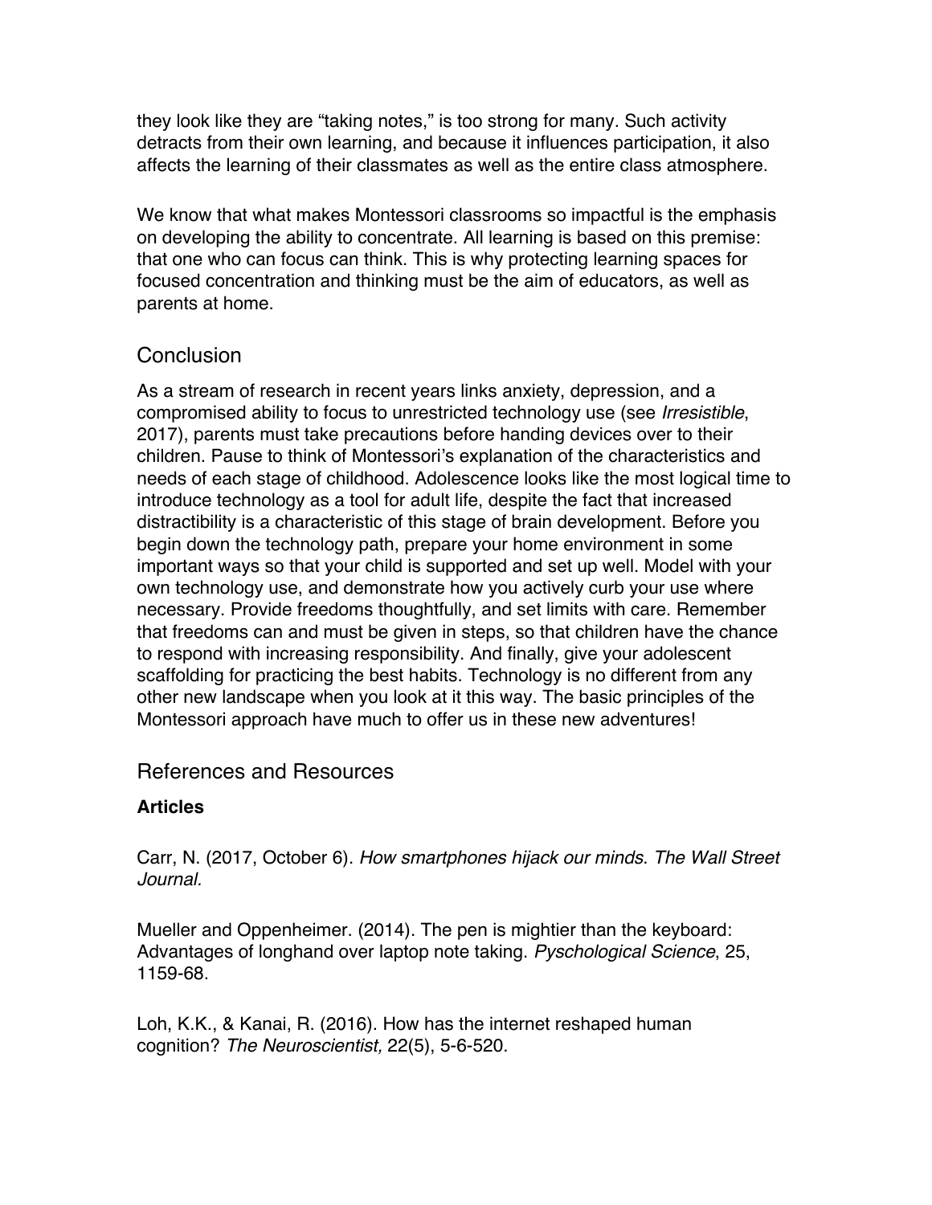they look like they are "taking notes," is too strong for many. Such activity detracts from their own learning, and because it influences participation, it also affects the learning of their classmates as well as the entire class atmosphere.

We know that what makes Montessori classrooms so impactful is the emphasis on developing the ability to concentrate. All learning is based on this premise: that one who can focus can think. This is why protecting learning spaces for focused concentration and thinking must be the aim of educators, as well as parents at home.

## Conclusion

As a stream of research in recent years links anxiety, depression, and a compromised ability to focus to unrestricted technology use (see *Irresistible*, 2017), parents must take precautions before handing devices over to their children. Pause to think of Montessori's explanation of the characteristics and needs of each stage of childhood. Adolescence looks like the most logical time to introduce technology as a tool for adult life, despite the fact that increased distractibility is a characteristic of this stage of brain development. Before you begin down the technology path, prepare your home environment in some important ways so that your child is supported and set up well. Model with your own technology use, and demonstrate how you actively curb your use where necessary. Provide freedoms thoughtfully, and set limits with care. Remember that freedoms can and must be given in steps, so that children have the chance to respond with increasing responsibility. And finally, give your adolescent scaffolding for practicing the best habits. Technology is no different from any other new landscape when you look at it this way. The basic principles of the Montessori approach have much to offer us in these new adventures!

## References and Resources

**Articles**

Carr, N. (2017, October 6). *How smartphones hijack our minds*. *The Wall Street Journal.*

Mueller and Oppenheimer. (2014). The pen is mightier than the keyboard: Advantages of longhand over laptop note taking. *Pyschological Science*, 25, 1159-68.

Loh, K.K., & Kanai, R. (2016). How has the internet reshaped human cognition? *The Neuroscientist,* 22(5), 5-6-520.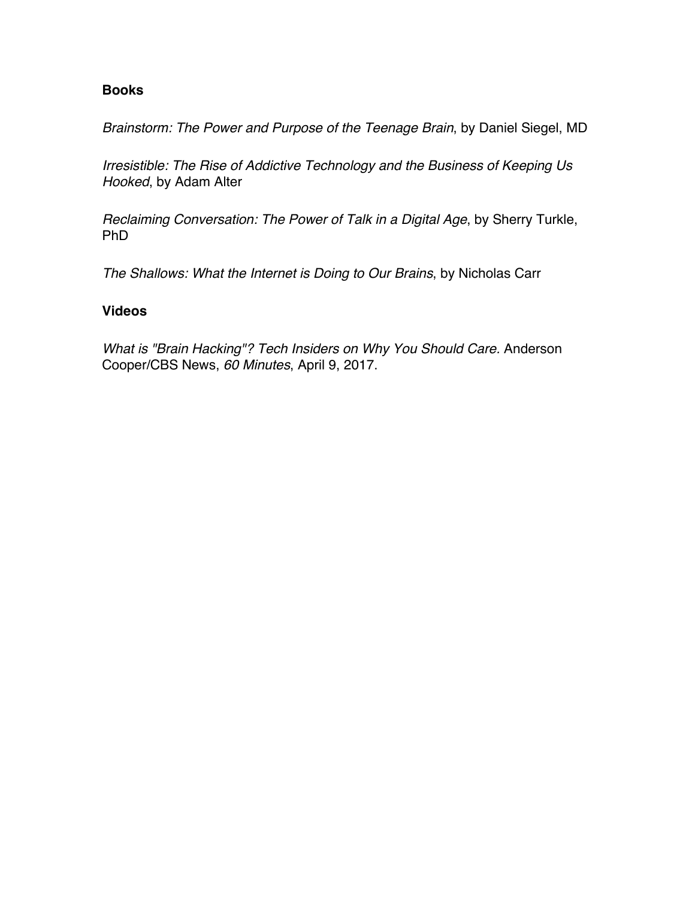**Books**

*Brainstorm: The Power and Purpose of the Teenage Brain*, by Daniel Siegel, MD

*Irresistible: The Rise of Addictive Technology and the Business of Keeping Us Hooked*, by Adam Alter

*Reclaiming Conversation: The Power of Talk in a Digital Age*, by Sherry Turkle, PhD

*The Shallows: What the Internet is Doing to Our Brains*, by Nicholas Carr

**Videos**

*What is "Brain Hacking"? Tech Insiders on Why You Should Care.* Anderson Cooper/CBS News, *60 Minutes*, April 9, 2017.